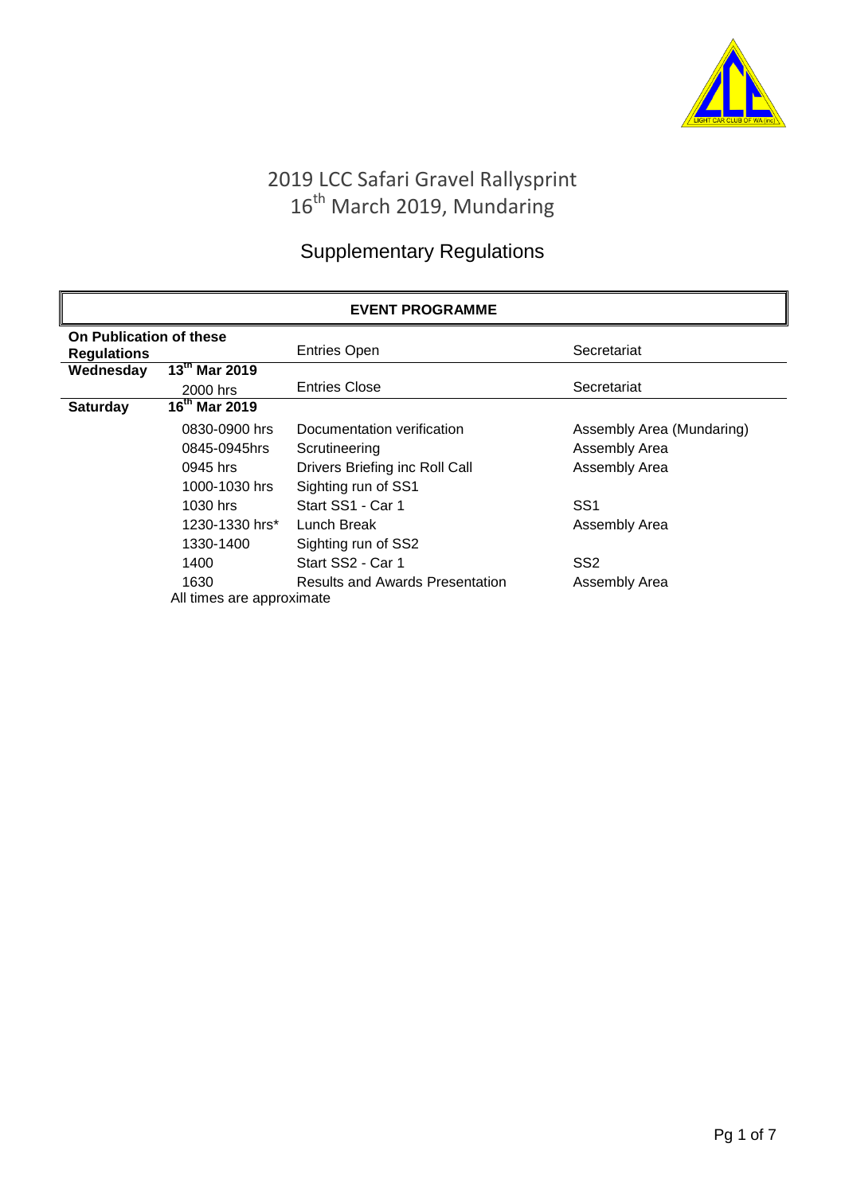# 2019 LCC Safari Gravel Rallysprint

## 16th March 2019, Mundaring

## Supplementary Regulations

| EVENT PROGRAMME | | | |
|---|---|---|---|
| **On Publication of these Regulations** | | Entries Open | Secretariat |
| **Wednesday** | **13th Mar 2019** | | |
| | 2000 hrs | Entries Close | Secretariat |
| **Saturday** | **16th Mar 2019** | | |
| | 0830-0900 hrs | Documentation verification | Assembly Area (Mundaring) |
| | 0845-0945hrs | Scrutineering | Assembly Area |
| | 0945 hrs | Drivers Briefing inc Roll Call | Assembly Area |
| | 1000-1030 hrs | Sighting run of SS1 | |
| | 1030 hrs | Start SS1 - Car 1 | SS1 |
| | 1230-1330 hrs* | Lunch Break | Assembly Area |
| | 1330-1400 | Sighting run of SS2 | |
| | 1400 | Start SS2 - Car 1 | SS2 |
| | 1630 | Results and Awards Presentation | Assembly Area |

All times are approximate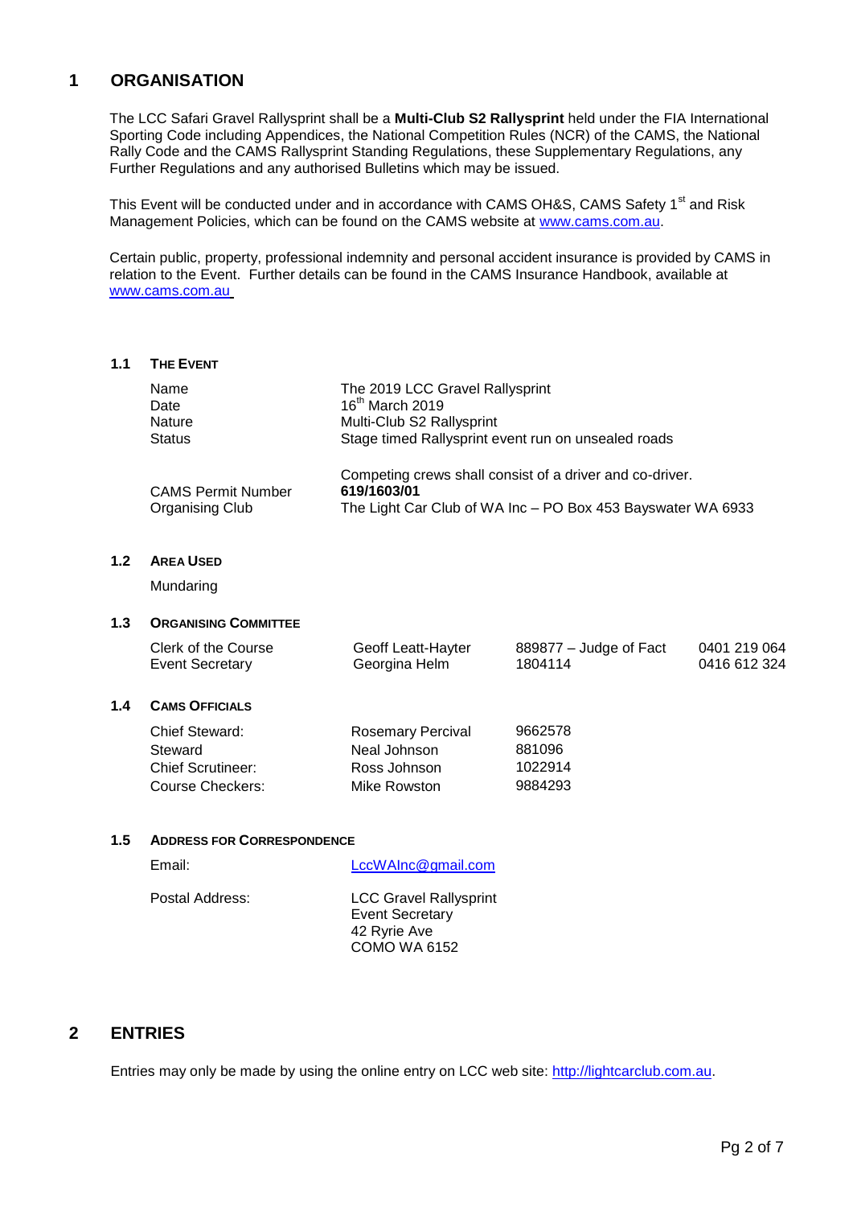## 1 ORGANISATION

The LCC Safari Gravel Rallysprint shall be a **Multi-Club S2 Rallysprint** held under the FIA International Sporting Code including Appendices, the National Competition Rules (NCR) of the CAMS, the National Rally Code and the CAMS Rallysprint Standing Regulations, these Supplementary Regulations, any Further Regulations and any authorised Bulletins which may be issued.

This Event will be conducted under and in accordance with CAMS OH&S, CAMS Safety 1st and Risk Management Policies, which can be found on the CAMS website at www.cams.com.au.

Certain public, property, professional indemnity and personal accident insurance is provided by CAMS in relation to the Event. Further details can be found in the CAMS Insurance Handbook, available at www.cams.com.au

### 1.1 THE EVENT

| | |
|---|---|
| Name | The 2019 LCC Gravel Rallysprint |
| Date | 16th March 2019 |
| Nature | Multi-Club S2 Rallysprint |
| Status | Stage timed Rallysprint event run on unsealed roads |
| | Competing crews shall consist of a driver and co-driver. |
| CAMS Permit Number | **619/1603/01** |
| Organising Club | The Light Car Club of WA Inc – PO Box 453 Bayswater WA 6933 |

### 1.2 AREA USED

Mundaring

### 1.3 ORGANISING COMMITTEE

| | | | |
|---|---|---|---|
| Clerk of the Course | Geoff Leatt-Hayter | 889877 – Judge of Fact | 0401 219 064 |
| Event Secretary | Georgina Helm | 1804114 | 0416 612 324 |

### 1.4 CAMS OFFICIALS

| | | |
|---|---|---|
| Chief Steward: | Rosemary Percival | 9662578 |
| Steward | Neal Johnson | 881096 |
| Chief Scrutineer: | Ross Johnson | 1022914 |
| Course Checkers: | Mike Rowston | 9884293 |

### 1.5 ADDRESS FOR CORRESPONDENCE

Email: LccWAInc@gmail.com

Postal Address:
LCC Gravel Rallysprint
Event Secretary
42 Ryrie Ave
COMO WA 6152

## 2 ENTRIES

Entries may only be made by using the online entry on LCC web site: http://lightcarclub.com.au.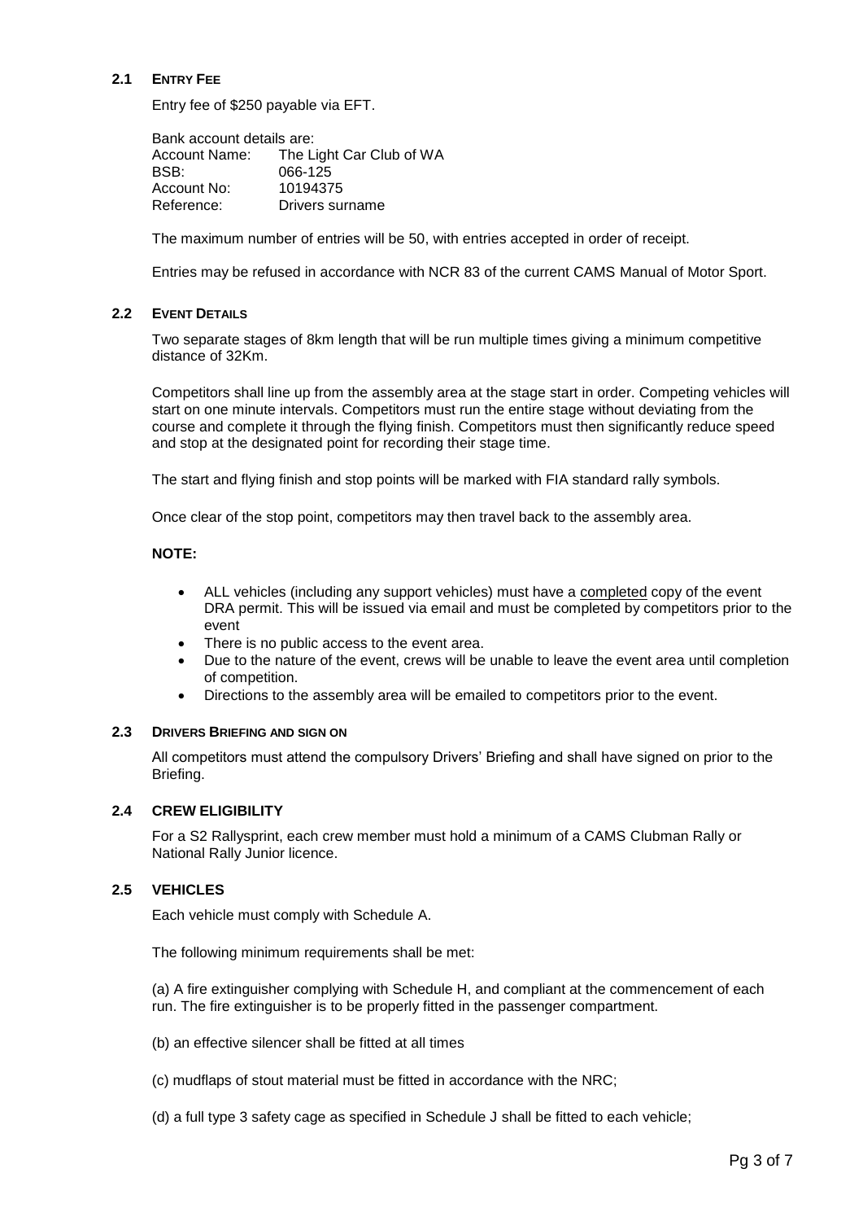### 2.1 ENTRY FEE

Entry fee of $250 payable via EFT.

Bank account details are:

| | |
|---|---|
| Account Name: | The Light Car Club of WA |
| BSB: | 066-125 |
| Account No: | 10194375 |
| Reference: | Drivers surname |

The maximum number of entries will be 50, with entries accepted in order of receipt.

Entries may be refused in accordance with NCR 83 of the current CAMS Manual of Motor Sport.

### 2.2 EVENT DETAILS

Two separate stages of 8km length that will be run multiple times giving a minimum competitive distance of 32Km.

Competitors shall line up from the assembly area at the stage start in order. Competing vehicles will start on one minute intervals. Competitors must run the entire stage without deviating from the course and complete it through the flying finish. Competitors must then significantly reduce speed and stop at the designated point for recording their stage time.

The start and flying finish and stop points will be marked with FIA standard rally symbols.

Once clear of the stop point, competitors may then travel back to the assembly area.

**NOTE:**

- ALL vehicles (including any support vehicles) must have a completed copy of the event DRA permit. This will be issued via email and must be completed by competitors prior to the event
- There is no public access to the event area.
- Due to the nature of the event, crews will be unable to leave the event area until completion of competition.
- Directions to the assembly area will be emailed to competitors prior to the event.

### 2.3 DRIVERS BRIEFING AND SIGN ON

All competitors must attend the compulsory Drivers' Briefing and shall have signed on prior to the Briefing.

### 2.4 CREW ELIGIBILITY

For a S2 Rallysprint, each crew member must hold a minimum of a CAMS Clubman Rally or National Rally Junior licence.

### 2.5 VEHICLES

Each vehicle must comply with Schedule A.

The following minimum requirements shall be met:

(a) A fire extinguisher complying with Schedule H, and compliant at the commencement of each run. The fire extinguisher is to be properly fitted in the passenger compartment.

(b) an effective silencer shall be fitted at all times

(c) mudflaps of stout material must be fitted in accordance with the NRC;

(d) a full type 3 safety cage as specified in Schedule J shall be fitted to each vehicle;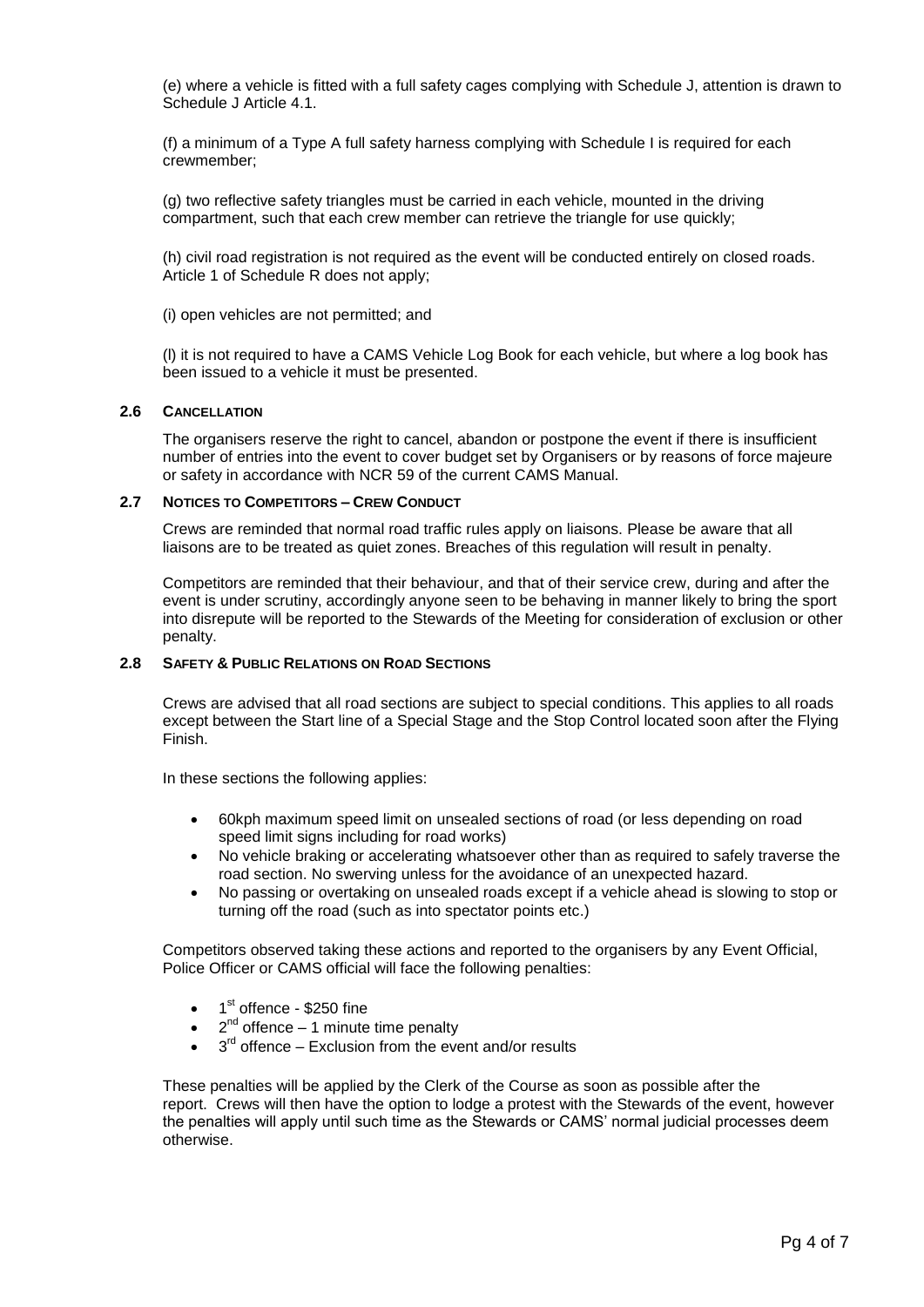(e) where a vehicle is fitted with a full safety cages complying with Schedule J, attention is drawn to Schedule J Article 4.1.

(f) a minimum of a Type A full safety harness complying with Schedule I is required for each crewmember;

(g) two reflective safety triangles must be carried in each vehicle, mounted in the driving compartment, such that each crew member can retrieve the triangle for use quickly;

(h) civil road registration is not required as the event will be conducted entirely on closed roads. Article 1 of Schedule R does not apply;

(i) open vehicles are not permitted; and

(l) it is not required to have a CAMS Vehicle Log Book for each vehicle, but where a log book has been issued to a vehicle it must be presented.

### 2.6 CANCELLATION

The organisers reserve the right to cancel, abandon or postpone the event if there is insufficient number of entries into the event to cover budget set by Organisers or by reasons of force majeure or safety in accordance with NCR 59 of the current CAMS Manual.

### 2.7 NOTICES TO COMPETITORS – CREW CONDUCT

Crews are reminded that normal road traffic rules apply on liaisons. Please be aware that all liaisons are to be treated as quiet zones. Breaches of this regulation will result in penalty.

Competitors are reminded that their behaviour, and that of their service crew, during and after the event is under scrutiny, accordingly anyone seen to be behaving in manner likely to bring the sport into disrepute will be reported to the Stewards of the Meeting for consideration of exclusion or other penalty.

### 2.8 SAFETY & PUBLIC RELATIONS ON ROAD SECTIONS

Crews are advised that all road sections are subject to special conditions. This applies to all roads except between the Start line of a Special Stage and the Stop Control located soon after the Flying Finish.

In these sections the following applies:

- 60kph maximum speed limit on unsealed sections of road (or less depending on road speed limit signs including for road works)
- No vehicle braking or accelerating whatsoever other than as required to safely traverse the road section. No swerving unless for the avoidance of an unexpected hazard.
- No passing or overtaking on unsealed roads except if a vehicle ahead is slowing to stop or turning off the road (such as into spectator points etc.)

Competitors observed taking these actions and reported to the organisers by any Event Official, Police Officer or CAMS official will face the following penalties:

- 1st offence - $250 fine
- 2nd offence – 1 minute time penalty
- 3rd offence – Exclusion from the event and/or results

These penalties will be applied by the Clerk of the Course as soon as possible after the report. Crews will then have the option to lodge a protest with the Stewards of the event, however the penalties will apply until such time as the Stewards or CAMS' normal judicial processes deem otherwise.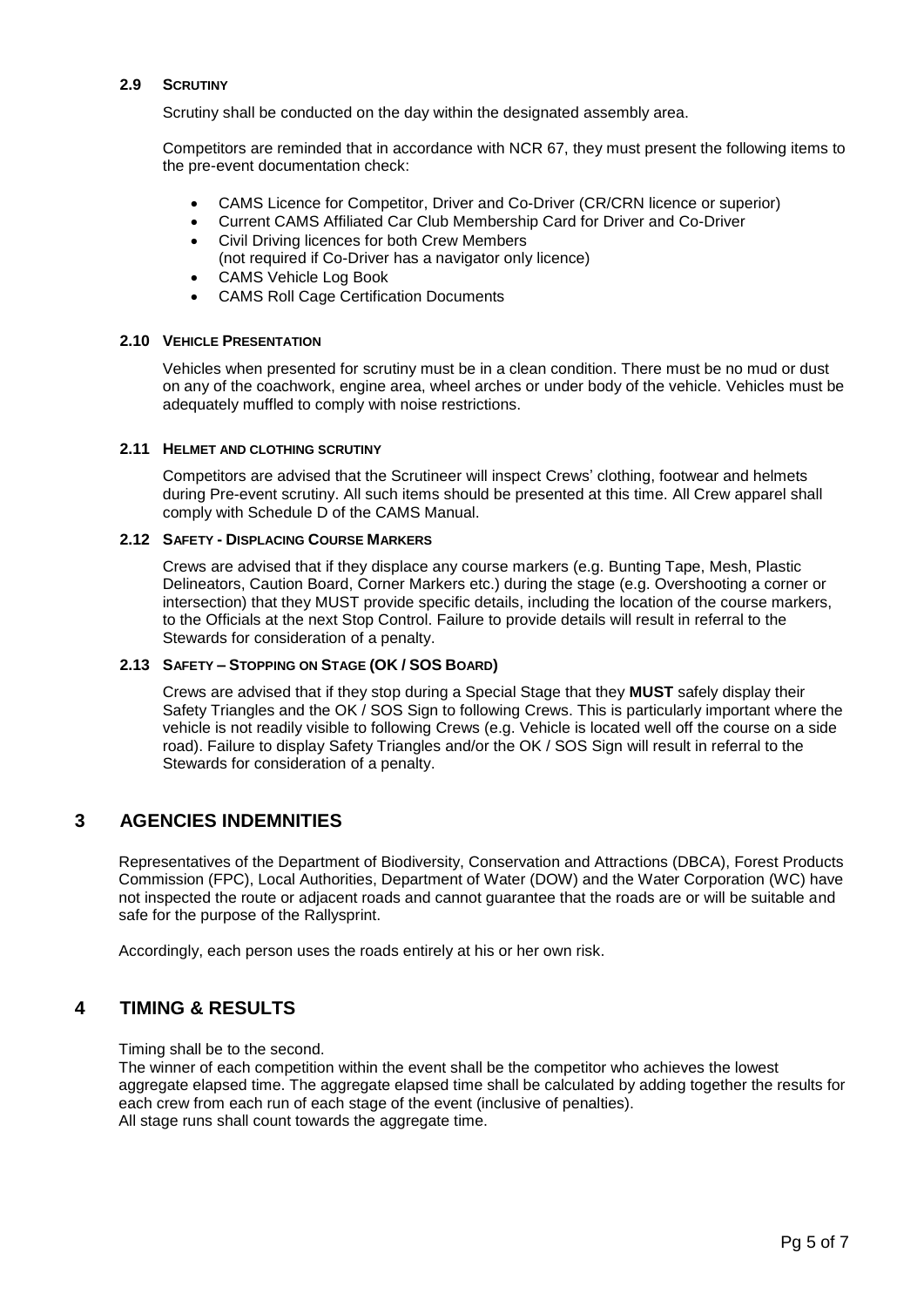### 2.9 SCRUTINY

Scrutiny shall be conducted on the day within the designated assembly area.

Competitors are reminded that in accordance with NCR 67, they must present the following items to the pre-event documentation check:

- CAMS Licence for Competitor, Driver and Co-Driver (CR/CRN licence or superior)
- Current CAMS Affiliated Car Club Membership Card for Driver and Co-Driver
- Civil Driving licences for both Crew Members (not required if Co-Driver has a navigator only licence)
- CAMS Vehicle Log Book
- CAMS Roll Cage Certification Documents

### 2.10 VEHICLE PRESENTATION

Vehicles when presented for scrutiny must be in a clean condition. There must be no mud or dust on any of the coachwork, engine area, wheel arches or under body of the vehicle. Vehicles must be adequately muffled to comply with noise restrictions.

### 2.11 HELMET AND CLOTHING SCRUTINY

Competitors are advised that the Scrutineer will inspect Crews' clothing, footwear and helmets during Pre-event scrutiny. All such items should be presented at this time. All Crew apparel shall comply with Schedule D of the CAMS Manual.

### 2.12 SAFETY - DISPLACING COURSE MARKERS

Crews are advised that if they displace any course markers (e.g. Bunting Tape, Mesh, Plastic Delineators, Caution Board, Corner Markers etc.) during the stage (e.g. Overshooting a corner or intersection) that they MUST provide specific details, including the location of the course markers, to the Officials at the next Stop Control. Failure to provide details will result in referral to the Stewards for consideration of a penalty.

### 2.13 SAFETY – STOPPING ON STAGE (OK / SOS BOARD)

Crews are advised that if they stop during a Special Stage that they **MUST** safely display their Safety Triangles and the OK / SOS Sign to following Crews. This is particularly important where the vehicle is not readily visible to following Crews (e.g. Vehicle is located well off the course on a side road). Failure to display Safety Triangles and/or the OK / SOS Sign will result in referral to the Stewards for consideration of a penalty.

## 3 AGENCIES INDEMNITIES

Representatives of the Department of Biodiversity, Conservation and Attractions (DBCA), Forest Products Commission (FPC), Local Authorities, Department of Water (DOW) and the Water Corporation (WC) have not inspected the route or adjacent roads and cannot guarantee that the roads are or will be suitable and safe for the purpose of the Rallysprint.

Accordingly, each person uses the roads entirely at his or her own risk.

## 4 TIMING & RESULTS

Timing shall be to the second.
The winner of each competition within the event shall be the competitor who achieves the lowest aggregate elapsed time. The aggregate elapsed time shall be calculated by adding together the results for each crew from each run of each stage of the event (inclusive of penalties).
All stage runs shall count towards the aggregate time.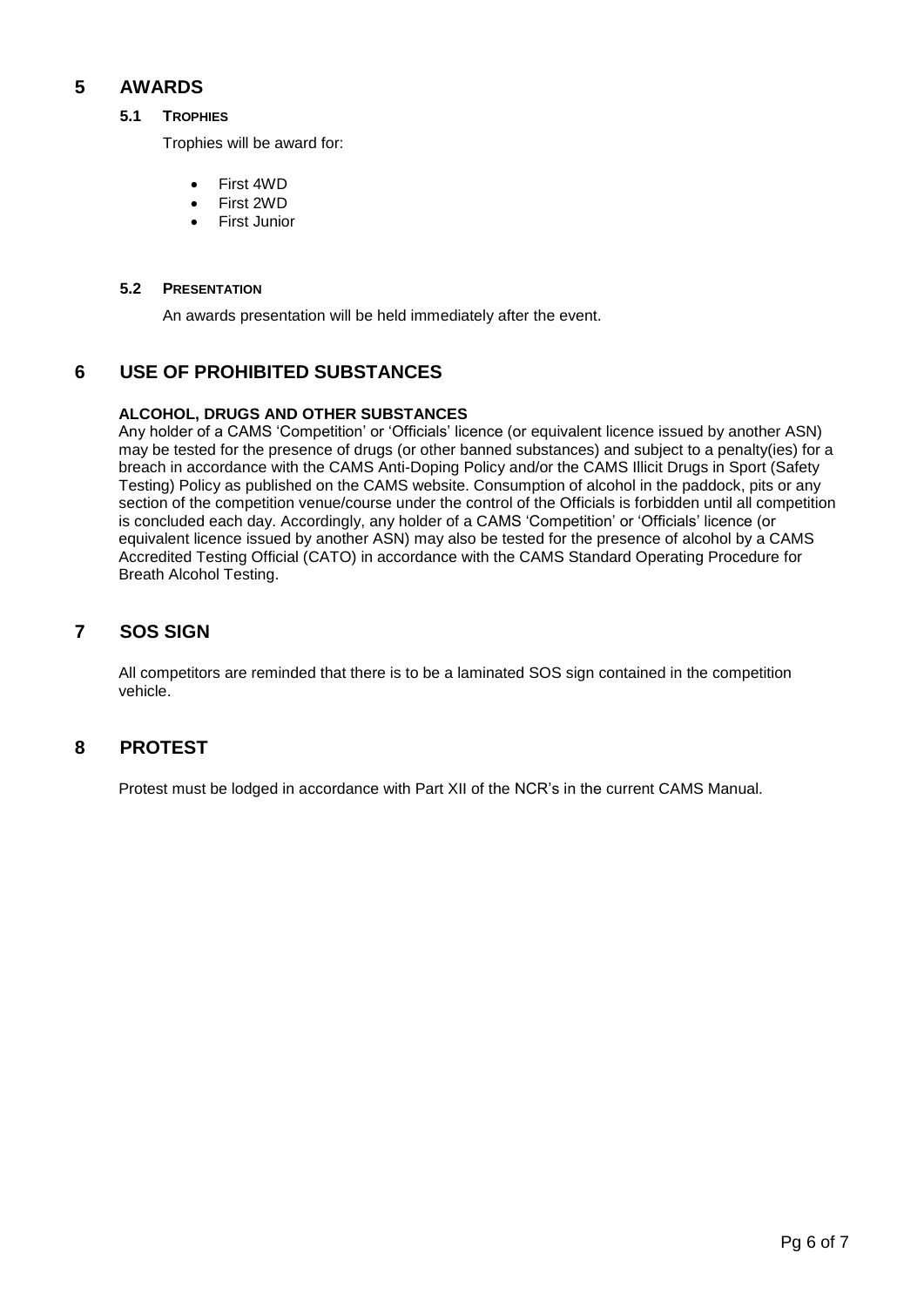# 5 AWARDS

## 5.1 TROPHIES

Trophies will be award for:

- First 4WD
- First 2WD
- First Junior

## 5.2 PRESENTATION

An awards presentation will be held immediately after the event.

# 6 USE OF PROHIBITED SUBSTANCES

**ALCOHOL, DRUGS AND OTHER SUBSTANCES**

Any holder of a CAMS 'Competition' or 'Officials' licence (or equivalent licence issued by another ASN) may be tested for the presence of drugs (or other banned substances) and subject to a penalty(ies) for a breach in accordance with the CAMS Anti-Doping Policy and/or the CAMS Illicit Drugs in Sport (Safety Testing) Policy as published on the CAMS website. Consumption of alcohol in the paddock, pits or any section of the competition venue/course under the control of the Officials is forbidden until all competition is concluded each day. Accordingly, any holder of a CAMS 'Competition' or 'Officials' licence (or equivalent licence issued by another ASN) may also be tested for the presence of alcohol by a CAMS Accredited Testing Official (CATO) in accordance with the CAMS Standard Operating Procedure for Breath Alcohol Testing.

# 7 SOS SIGN

All competitors are reminded that there is to be a laminated SOS sign contained in the competition vehicle.

# 8 PROTEST

Protest must be lodged in accordance with Part XII of the NCR's in the current CAMS Manual.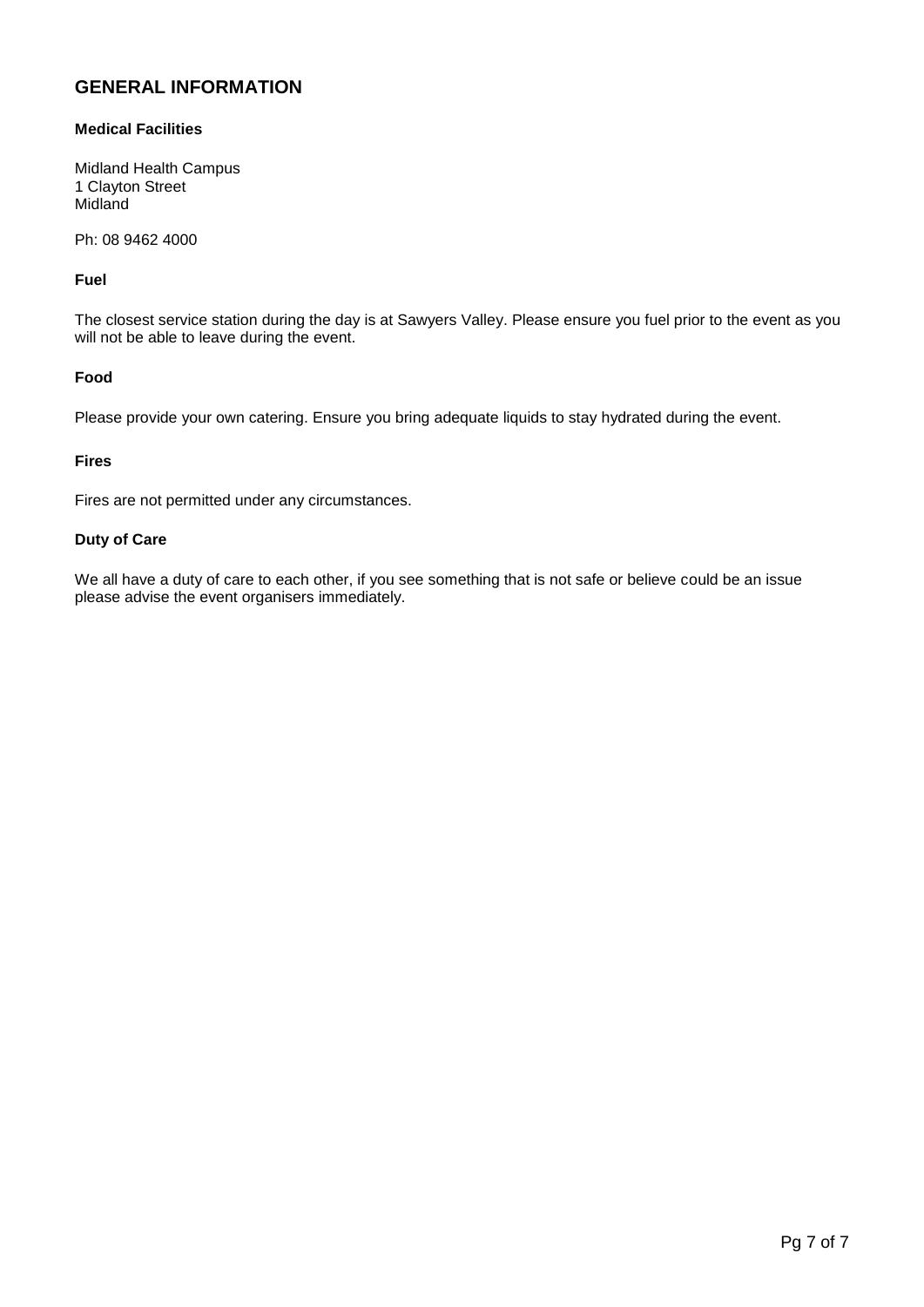## GENERAL INFORMATION

**Medical Facilities**

Midland Health Campus
1 Clayton Street
Midland

Ph: 08 9462 4000

**Fuel**

The closest service station during the day is at Sawyers Valley. Please ensure you fuel prior to the event as you will not be able to leave during the event.

**Food**

Please provide your own catering. Ensure you bring adequate liquids to stay hydrated during the event.

**Fires**

Fires are not permitted under any circumstances.

**Duty of Care**

We all have a duty of care to each other, if you see something that is not safe or believe could be an issue please advise the event organisers immediately.